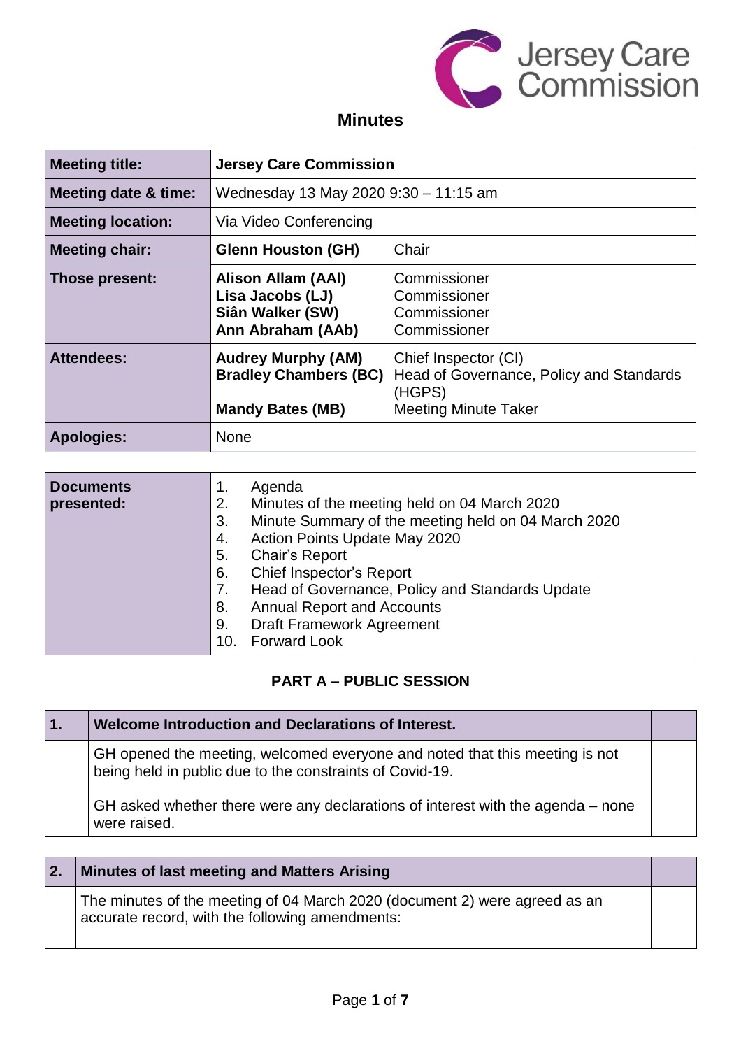Jersey Care Commission

# Minutes

| Meeting title: | Jersey Care Commission | |
|---|---|---|
| Meeting date & time: | Wednesday 13 May 2020 9:30 – 11:15 am | |
| Meeting location: | Via Video Conferencing | |
| Meeting chair: | **Glenn Houston (GH)** | Chair |
| Those present: | **Alison Allam (AAl)**<br>**Lisa Jacobs (LJ)**<br>**Siân Walker (SW)**<br>**Ann Abraham (AAb)** | Commissioner<br>Commissioner<br>Commissioner<br>Commissioner |
| Attendees: | **Audrey Murphy (AM)**<br>**Bradley Chambers (BC)**<br><br>**Mandy Bates (MB)** | Chief Inspector (CI)<br>Head of Governance, Policy and Standards (HGPS)<br>Meeting Minute Taker |
| Apologies: | None | |

| Documents presented: | |
|---|---|
| | 1. Agenda<br>2. Minutes of the meeting held on 04 March 2020<br>3. Minute Summary of the meeting held on 04 March 2020<br>4. Action Points Update May 2020<br>5. Chair's Report<br>6. Chief Inspector's Report<br>7. Head of Governance, Policy and Standards Update<br>8. Annual Report and Accounts<br>9. Draft Framework Agreement<br>10. Forward Look |

## PART A – PUBLIC SESSION

| 1. | Welcome Introduction and Declarations of Interest. | |
|---|---|---|
| | GH opened the meeting, welcomed everyone and noted that this meeting is not being held in public due to the constraints of Covid-19.<br><br>GH asked whether there were any declarations of interest with the agenda – none were raised. | |

| 2. | Minutes of last meeting and Matters Arising | |
|---|---|---|
| | The minutes of the meeting of 04 March 2020 (document 2) were agreed as an accurate record, with the following amendments: | |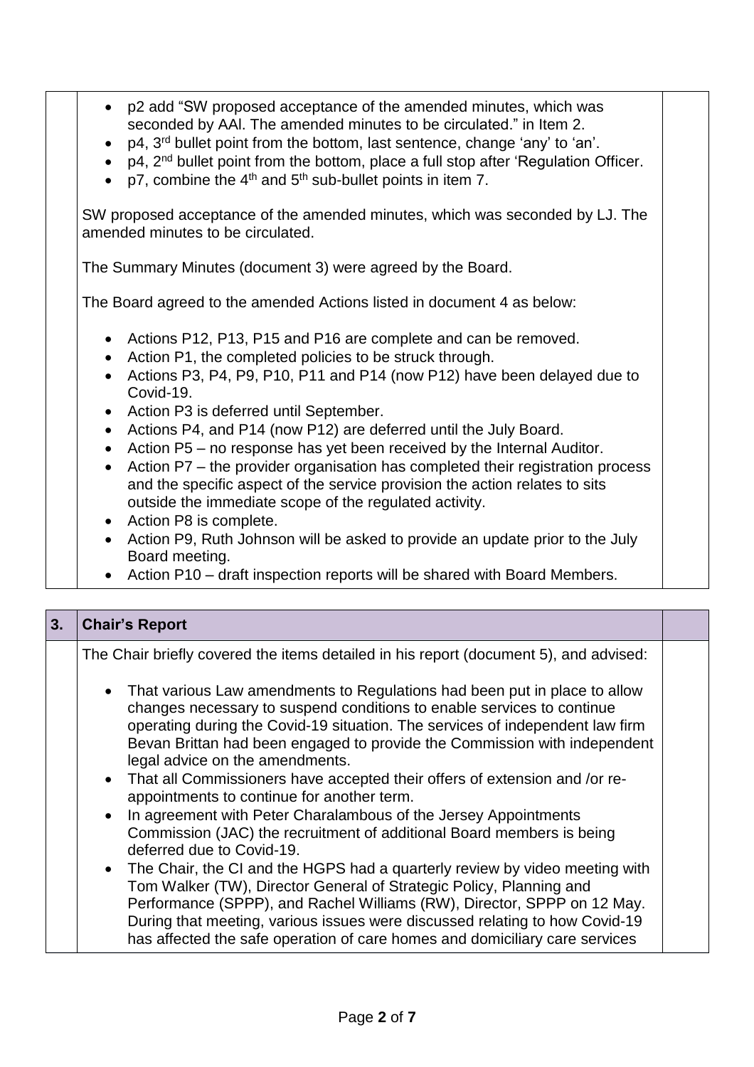- p2 add "SW proposed acceptance of the amended minutes, which was seconded by AAl. The amended minutes to be circulated." in Item 2.
- p4, 3rd bullet point from the bottom, last sentence, change 'any' to 'an'.
- p4, 2nd bullet point from the bottom, place a full stop after 'Regulation Officer.
- p7, combine the 4th and 5th sub-bullet points in item 7.

SW proposed acceptance of the amended minutes, which was seconded by LJ. The amended minutes to be circulated.

The Summary Minutes (document 3) were agreed by the Board.

The Board agreed to the amended Actions listed in document 4 as below:

- Actions P12, P13, P15 and P16 are complete and can be removed.
- Action P1, the completed policies to be struck through.
- Actions P3, P4, P9, P10, P11 and P14 (now P12) have been delayed due to Covid-19.
- Action P3 is deferred until September.
- Actions P4, and P14 (now P12) are deferred until the July Board.
- Action P5 – no response has yet been received by the Internal Auditor.
- Action P7 – the provider organisation has completed their registration process and the specific aspect of the service provision the action relates to sits outside the immediate scope of the regulated activity.
- Action P8 is complete.
- Action P9, Ruth Johnson will be asked to provide an update prior to the July Board meeting.
- Action P10 – draft inspection reports will be shared with Board Members.

## 3. Chair's Report

The Chair briefly covered the items detailed in his report (document 5), and advised:

- That various Law amendments to Regulations had been put in place to allow changes necessary to suspend conditions to enable services to continue operating during the Covid-19 situation. The services of independent law firm Bevan Brittan had been engaged to provide the Commission with independent legal advice on the amendments.
- That all Commissioners have accepted their offers of extension and /or re-appointments to continue for another term.
- In agreement with Peter Charalambous of the Jersey Appointments Commission (JAC) the recruitment of additional Board members is being deferred due to Covid-19.
- The Chair, the CI and the HGPS had a quarterly review by video meeting with Tom Walker (TW), Director General of Strategic Policy, Planning and Performance (SPPP), and Rachel Williams (RW), Director, SPPP on 12 May. During that meeting, various issues were discussed relating to how Covid-19 has affected the safe operation of care homes and domiciliary care services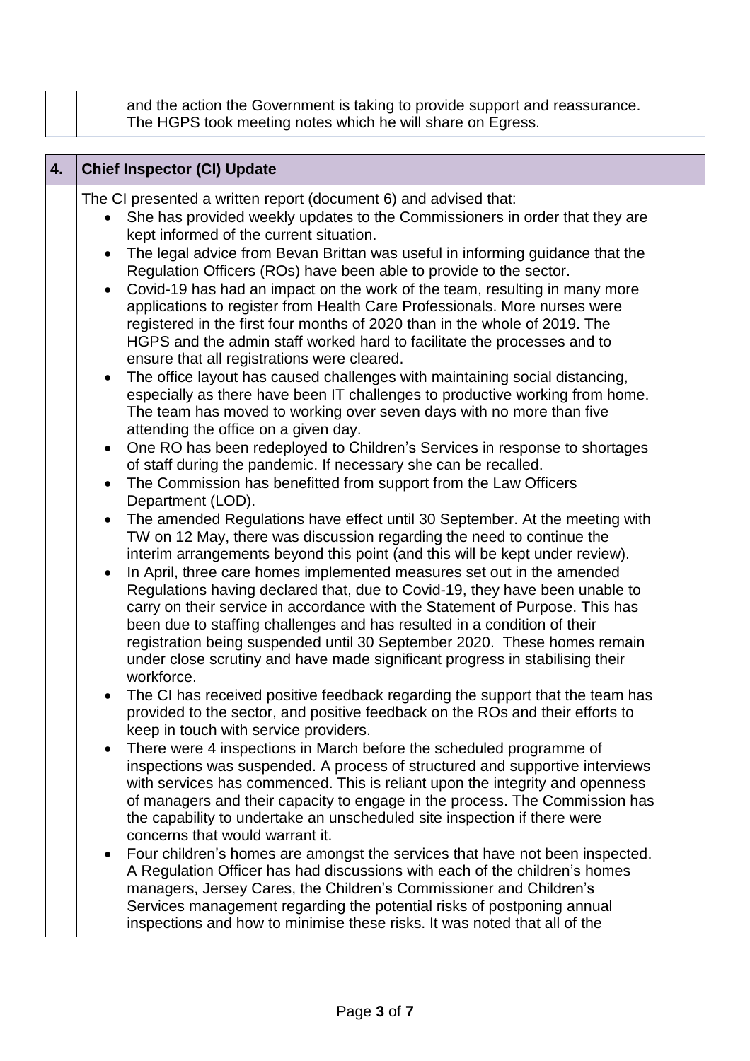| | | |
|---|---|---|
| | and the action the Government is taking to provide support and reassurance. The HGPS took meeting notes which he will share on Egress. | |

| 4. | **Chief Inspector (CI) Update** | |
|---|---|---|
| | The CI presented a written report (document 6) and advised that:<br>• She has provided weekly updates to the Commissioners in order that they are kept informed of the current situation.<br>• The legal advice from Bevan Brittan was useful in informing guidance that the Regulation Officers (ROs) have been able to provide to the sector.<br>• Covid-19 has had an impact on the work of the team, resulting in many more applications to register from Health Care Professionals. More nurses were registered in the first four months of 2020 than in the whole of 2019. The HGPS and the admin staff worked hard to facilitate the processes and to ensure that all registrations were cleared.<br>• The office layout has caused challenges with maintaining social distancing, especially as there have been IT challenges to productive working from home. The team has moved to working over seven days with no more than five attending the office on a given day.<br>• One RO has been redeployed to Children's Services in response to shortages of staff during the pandemic. If necessary she can be recalled.<br>• The Commission has benefitted from support from the Law Officers Department (LOD).<br>• The amended Regulations have effect until 30 September. At the meeting with TW on 12 May, there was discussion regarding the need to continue the interim arrangements beyond this point (and this will be kept under review).<br>• In April, three care homes implemented measures set out in the amended Regulations having declared that, due to Covid-19, they have been unable to carry on their service in accordance with the Statement of Purpose. This has been due to staffing challenges and has resulted in a condition of their registration being suspended until 30 September 2020. These homes remain under close scrutiny and have made significant progress in stabilising their workforce.<br>• The CI has received positive feedback regarding the support that the team has provided to the sector, and positive feedback on the ROs and their efforts to keep in touch with service providers.<br>• There were 4 inspections in March before the scheduled programme of inspections was suspended. A process of structured and supportive interviews with services has commenced. This is reliant upon the integrity and openness of managers and their capacity to engage in the process. The Commission has the capability to undertake an unscheduled site inspection if there were concerns that would warrant it.<br>• Four children's homes are amongst the services that have not been inspected. A Regulation Officer has had discussions with each of the children's homes managers, Jersey Cares, the Children's Commissioner and Children's Services management regarding the potential risks of postponing annual inspections and how to minimise these risks. It was noted that all of the | |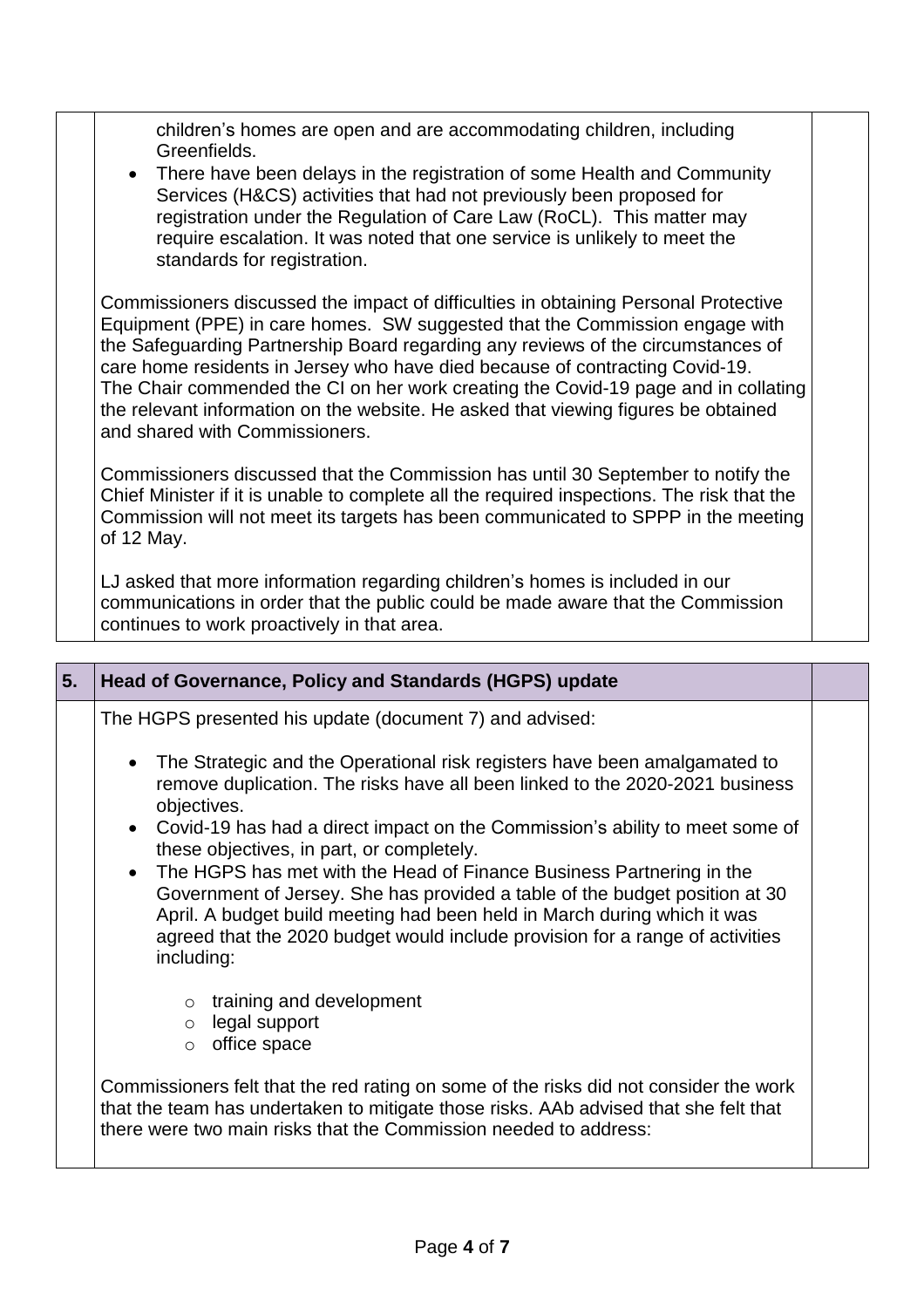children's homes are open and are accommodating children, including Greenfields.

- There have been delays in the registration of some Health and Community Services (H&CS) activities that had not previously been proposed for registration under the Regulation of Care Law (RoCL). This matter may require escalation. It was noted that one service is unlikely to meet the standards for registration.

Commissioners discussed the impact of difficulties in obtaining Personal Protective Equipment (PPE) in care homes. SW suggested that the Commission engage with the Safeguarding Partnership Board regarding any reviews of the circumstances of care home residents in Jersey who have died because of contracting Covid-19. The Chair commended the CI on her work creating the Covid-19 page and in collating the relevant information on the website. He asked that viewing figures be obtained and shared with Commissioners.

Commissioners discussed that the Commission has until 30 September to notify the Chief Minister if it is unable to complete all the required inspections. The risk that the Commission will not meet its targets has been communicated to SPPP in the meeting of 12 May.

LJ asked that more information regarding children's homes is included in our communications in order that the public could be made aware that the Commission continues to work proactively in that area.

## 5. Head of Governance, Policy and Standards (HGPS) update

The HGPS presented his update (document 7) and advised:

- The Strategic and the Operational risk registers have been amalgamated to remove duplication. The risks have all been linked to the 2020-2021 business objectives.
- Covid-19 has had a direct impact on the Commission's ability to meet some of these objectives, in part, or completely.
- The HGPS has met with the Head of Finance Business Partnering in the Government of Jersey. She has provided a table of the budget position at 30 April. A budget build meeting had been held in March during which it was agreed that the 2020 budget would include provision for a range of activities including:
  - training and development
  - legal support
  - office space

Commissioners felt that the red rating on some of the risks did not consider the work that the team has undertaken to mitigate those risks. AAb advised that she felt that there were two main risks that the Commission needed to address: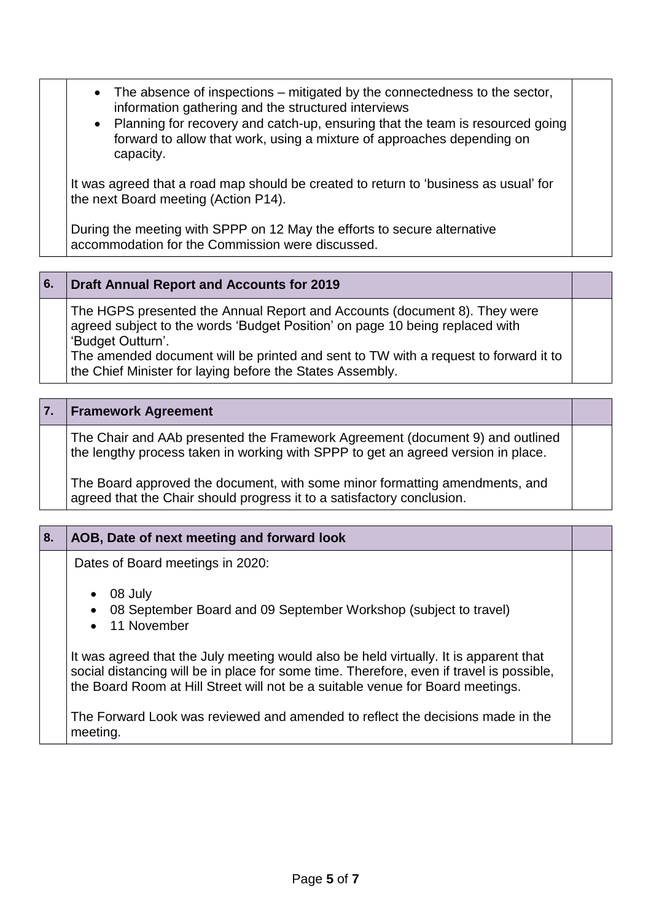- The absence of inspections – mitigated by the connectedness to the sector, information gathering and the structured interviews
- Planning for recovery and catch-up, ensuring that the team is resourced going forward to allow that work, using a mixture of approaches depending on capacity.

It was agreed that a road map should be created to return to 'business as usual' for the next Board meeting (Action P14).

During the meeting with SPPP on 12 May the efforts to secure alternative accommodation for the Commission were discussed.

## 6. Draft Annual Report and Accounts for 2019

The HGPS presented the Annual Report and Accounts (document 8). They were agreed subject to the words 'Budget Position' on page 10 being replaced with 'Budget Outturn'.
The amended document will be printed and sent to TW with a request to forward it to the Chief Minister for laying before the States Assembly.

## 7. Framework Agreement

The Chair and AAb presented the Framework Agreement (document 9) and outlined the lengthy process taken in working with SPPP to get an agreed version in place.

The Board approved the document, with some minor formatting amendments, and agreed that the Chair should progress it to a satisfactory conclusion.

## 8. AOB, Date of next meeting and forward look

Dates of Board meetings in 2020:

- 08 July
- 08 September Board and 09 September Workshop (subject to travel)
- 11 November

It was agreed that the July meeting would also be held virtually. It is apparent that social distancing will be in place for some time. Therefore, even if travel is possible, the Board Room at Hill Street will not be a suitable venue for Board meetings.

The Forward Look was reviewed and amended to reflect the decisions made in the meeting.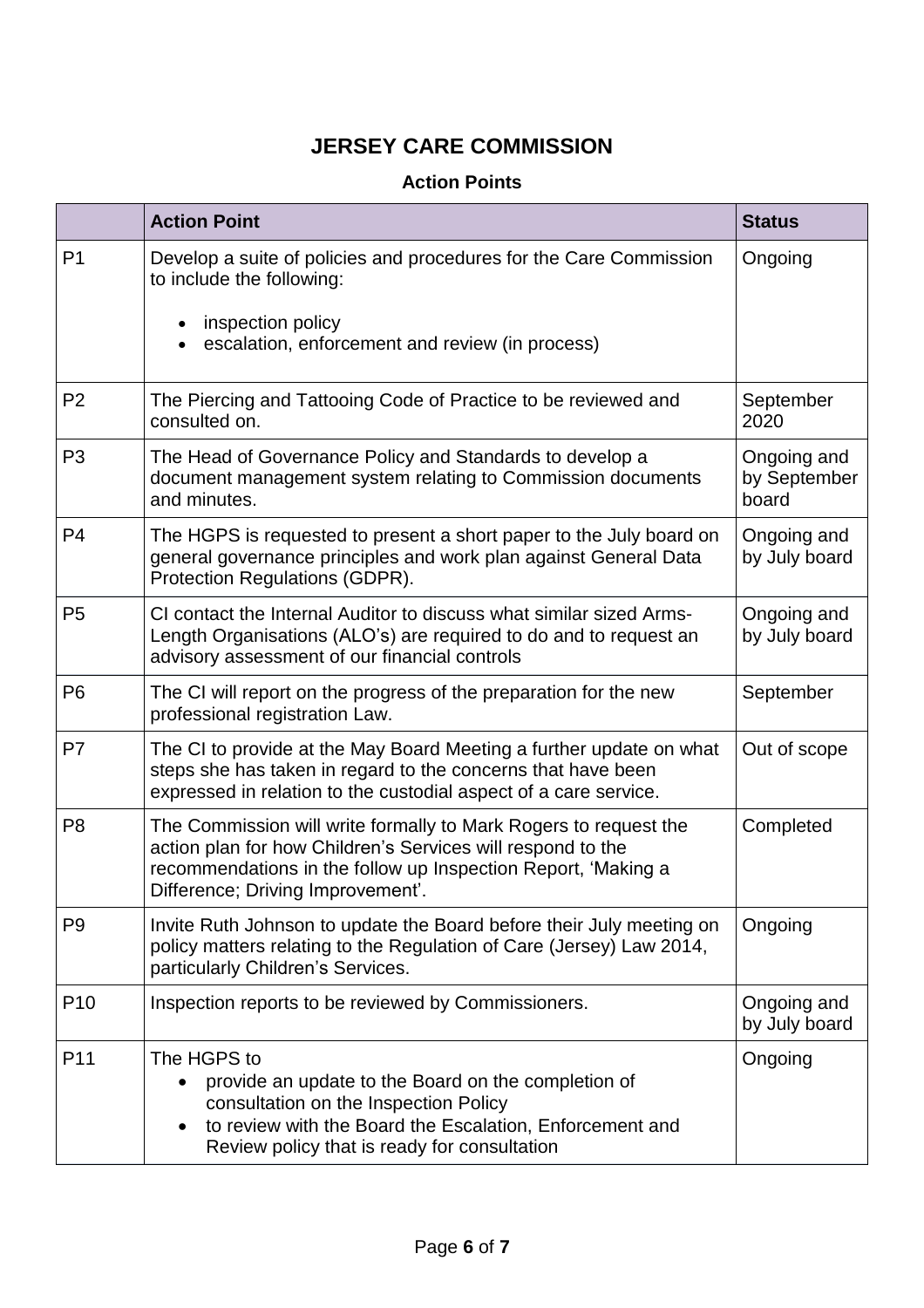# JERSEY CARE COMMISSION

### Action Points

| | Action Point | Status |
|---|---|---|
| P1 | Develop a suite of policies and procedures for the Care Commission to include the following:<br><br>• inspection policy<br>• escalation, enforcement and review (in process) | Ongoing |
| P2 | The Piercing and Tattooing Code of Practice to be reviewed and consulted on. | September 2020 |
| P3 | The Head of Governance Policy and Standards to develop a document management system relating to Commission documents and minutes. | Ongoing and by September board |
| P4 | The HGPS is requested to present a short paper to the July board on general governance principles and work plan against General Data Protection Regulations (GDPR). | Ongoing and by July board |
| P5 | CI contact the Internal Auditor to discuss what similar sized Arms-Length Organisations (ALO's) are required to do and to request an advisory assessment of our financial controls | Ongoing and by July board |
| P6 | The CI will report on the progress of the preparation for the new professional registration Law. | September |
| P7 | The CI to provide at the May Board Meeting a further update on what steps she has taken in regard to the concerns that have been expressed in relation to the custodial aspect of a care service. | Out of scope |
| P8 | The Commission will write formally to Mark Rogers to request the action plan for how Children's Services will respond to the recommendations in the follow up Inspection Report, 'Making a Difference; Driving Improvement'. | Completed |
| P9 | Invite Ruth Johnson to update the Board before their July meeting on policy matters relating to the Regulation of Care (Jersey) Law 2014, particularly Children's Services. | Ongoing |
| P10 | Inspection reports to be reviewed by Commissioners. | Ongoing and by July board |
| P11 | The HGPS to<br>• provide an update to the Board on the completion of consultation on the Inspection Policy<br>• to review with the Board the Escalation, Enforcement and Review policy that is ready for consultation | Ongoing |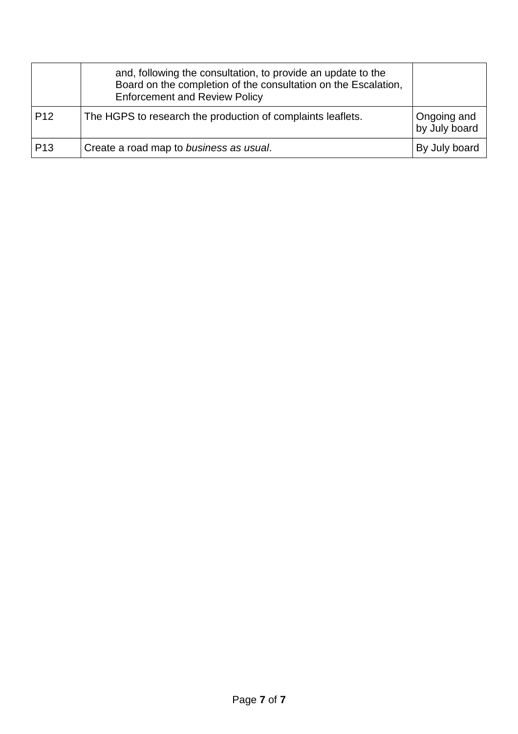| | | |
|---|---|---|
| | and, following the consultation, to provide an update to the Board on the completion of the consultation on the Escalation, Enforcement and Review Policy | |
| P12 | The HGPS to research the production of complaints leaflets. | Ongoing and by July board |
| P13 | Create a road map to *business as usual*. | By July board |